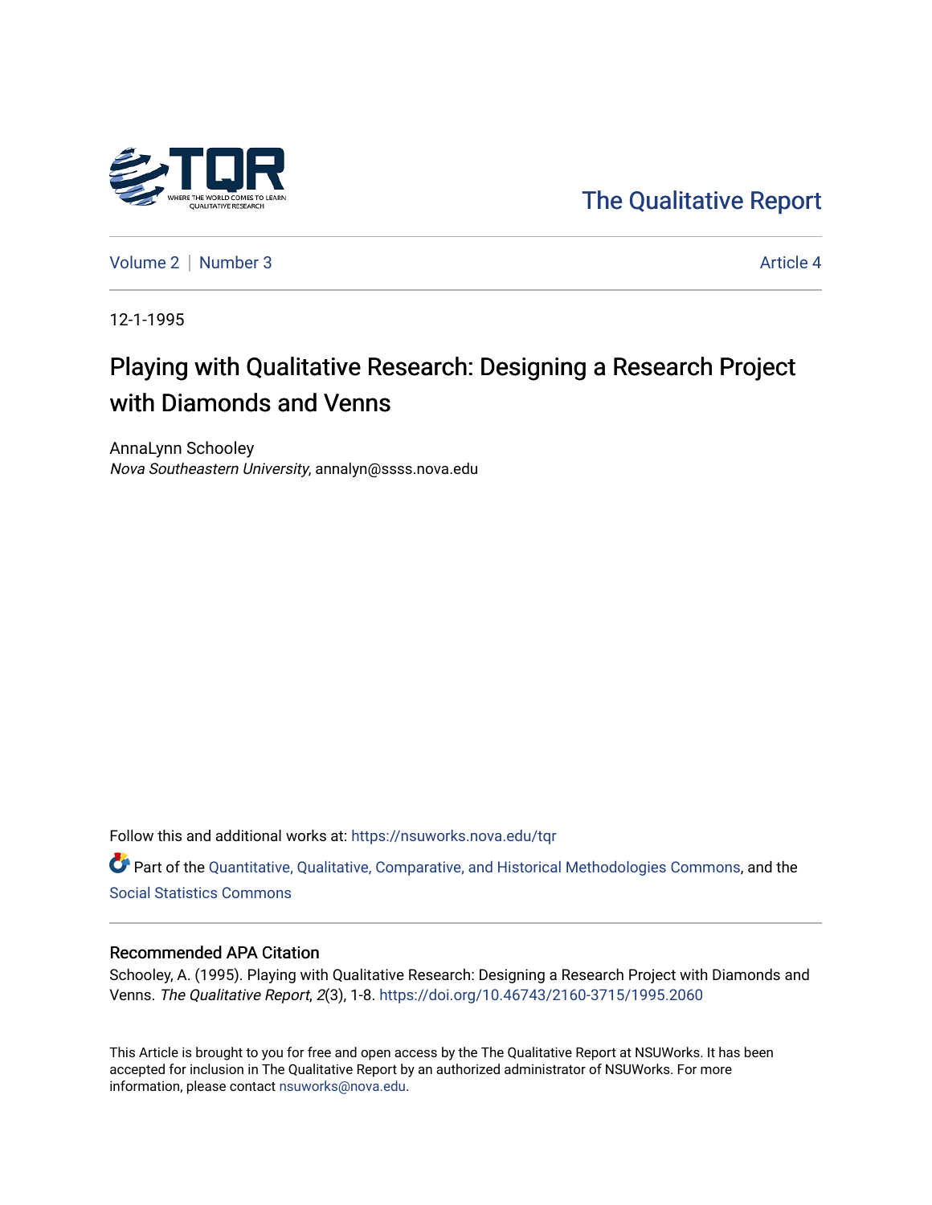The Qualitative Report

Volume 2 | Number 3 | Article 4

12-1-1995

# Playing with Qualitative Research: Designing a Research Project with Diamonds and Venns

AnnaLynn Schooley
*Nova Southeastern University*, annalyn@ssss.nova.edu

Follow this and additional works at: https://nsuworks.nova.edu/tqr

Part of the Quantitative, Qualitative, Comparative, and Historical Methodologies Commons, and the Social Statistics Commons

## Recommended APA Citation

Schooley, A. (1995). Playing with Qualitative Research: Designing a Research Project with Diamonds and Venns. *The Qualitative Report*, *2*(3), 1-8. https://doi.org/10.46743/2160-3715/1995.2060

This Article is brought to you for free and open access by the The Qualitative Report at NSUWorks. It has been accepted for inclusion in The Qualitative Report by an authorized administrator of NSUWorks. For more information, please contact nsuworks@nova.edu.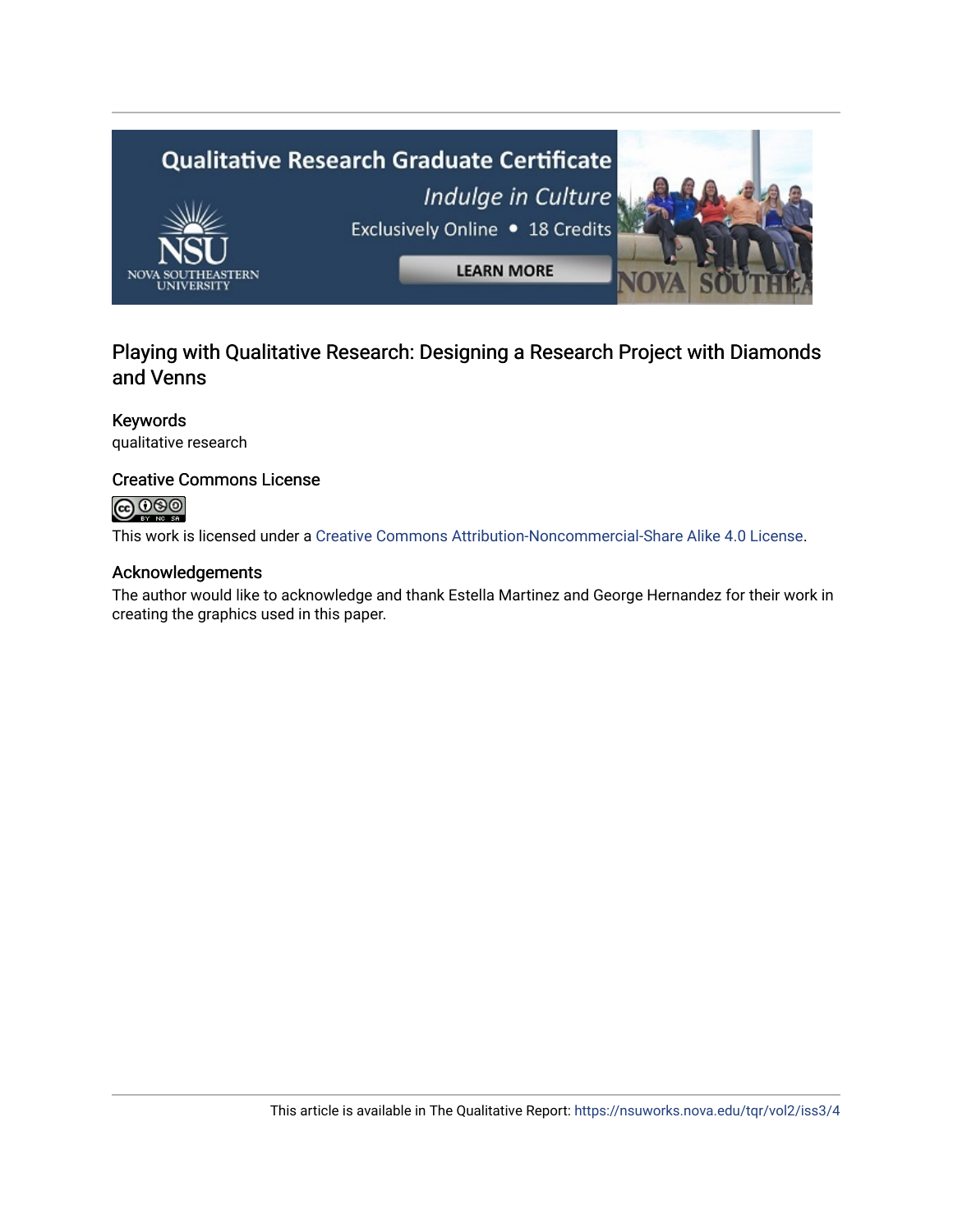Qualitative Research Graduate Certificate

*Indulge in Culture*

Exclusively Online • 18 Credits

LEARN MORE

NSU NOVA SOUTHEASTERN UNIVERSITY

## Playing with Qualitative Research: Designing a Research Project with Diamonds and Venns

### Keywords

qualitative research

### Creative Commons License

This work is licensed under a Creative Commons Attribution-Noncommercial-Share Alike 4.0 License.

### Acknowledgements

The author would like to acknowledge and thank Estella Martinez and George Hernandez for their work in creating the graphics used in this paper.

This article is available in The Qualitative Report: https://nsuworks.nova.edu/tqr/vol2/iss3/4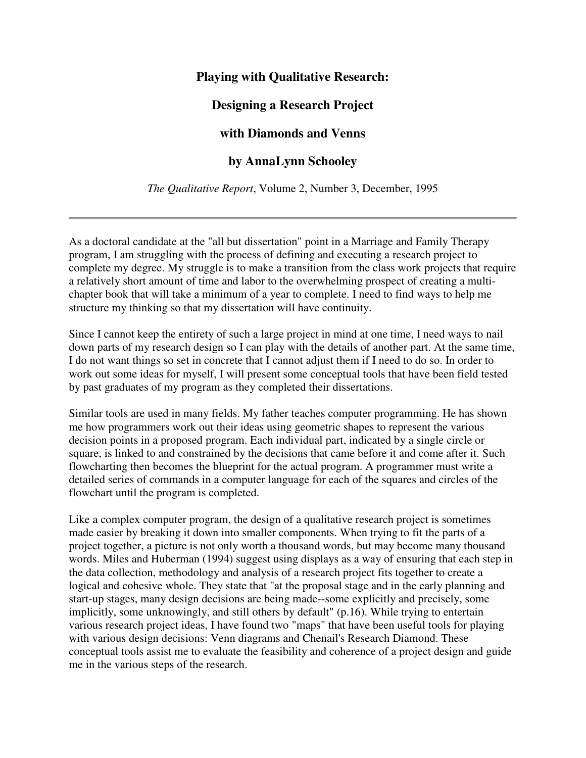# Playing with Qualitative Research:

# Designing a Research Project

# with Diamonds and Venns

# by AnnaLynn Schooley

*The Qualitative Report*, Volume 2, Number 3, December, 1995

---

As a doctoral candidate at the "all but dissertation" point in a Marriage and Family Therapy program, I am struggling with the process of defining and executing a research project to complete my degree. My struggle is to make a transition from the class work projects that require a relatively short amount of time and labor to the overwhelming prospect of creating a multi-chapter book that will take a minimum of a year to complete. I need to find ways to help me structure my thinking so that my dissertation will have continuity.

Since I cannot keep the entirety of such a large project in mind at one time, I need ways to nail down parts of my research design so I can play with the details of another part. At the same time, I do not want things so set in concrete that I cannot adjust them if I need to do so. In order to work out some ideas for myself, I will present some conceptual tools that have been field tested by past graduates of my program as they completed their dissertations.

Similar tools are used in many fields. My father teaches computer programming. He has shown me how programmers work out their ideas using geometric shapes to represent the various decision points in a proposed program. Each individual part, indicated by a single circle or square, is linked to and constrained by the decisions that came before it and come after it. Such flowcharting then becomes the blueprint for the actual program. A programmer must write a detailed series of commands in a computer language for each of the squares and circles of the flowchart until the program is completed.

Like a complex computer program, the design of a qualitative research project is sometimes made easier by breaking it down into smaller components. When trying to fit the parts of a project together, a picture is not only worth a thousand words, but may become many thousand words. Miles and Huberman (1994) suggest using displays as a way of ensuring that each step in the data collection, methodology and analysis of a research project fits together to create a logical and cohesive whole. They state that "at the proposal stage and in the early planning and start-up stages, many design decisions are being made--some explicitly and precisely, some implicitly, some unknowingly, and still others by default" (p.16). While trying to entertain various research project ideas, I have found two "maps" that have been useful tools for playing with various design decisions: Venn diagrams and Chenail's Research Diamond. These conceptual tools assist me to evaluate the feasibility and coherence of a project design and guide me in the various steps of the research.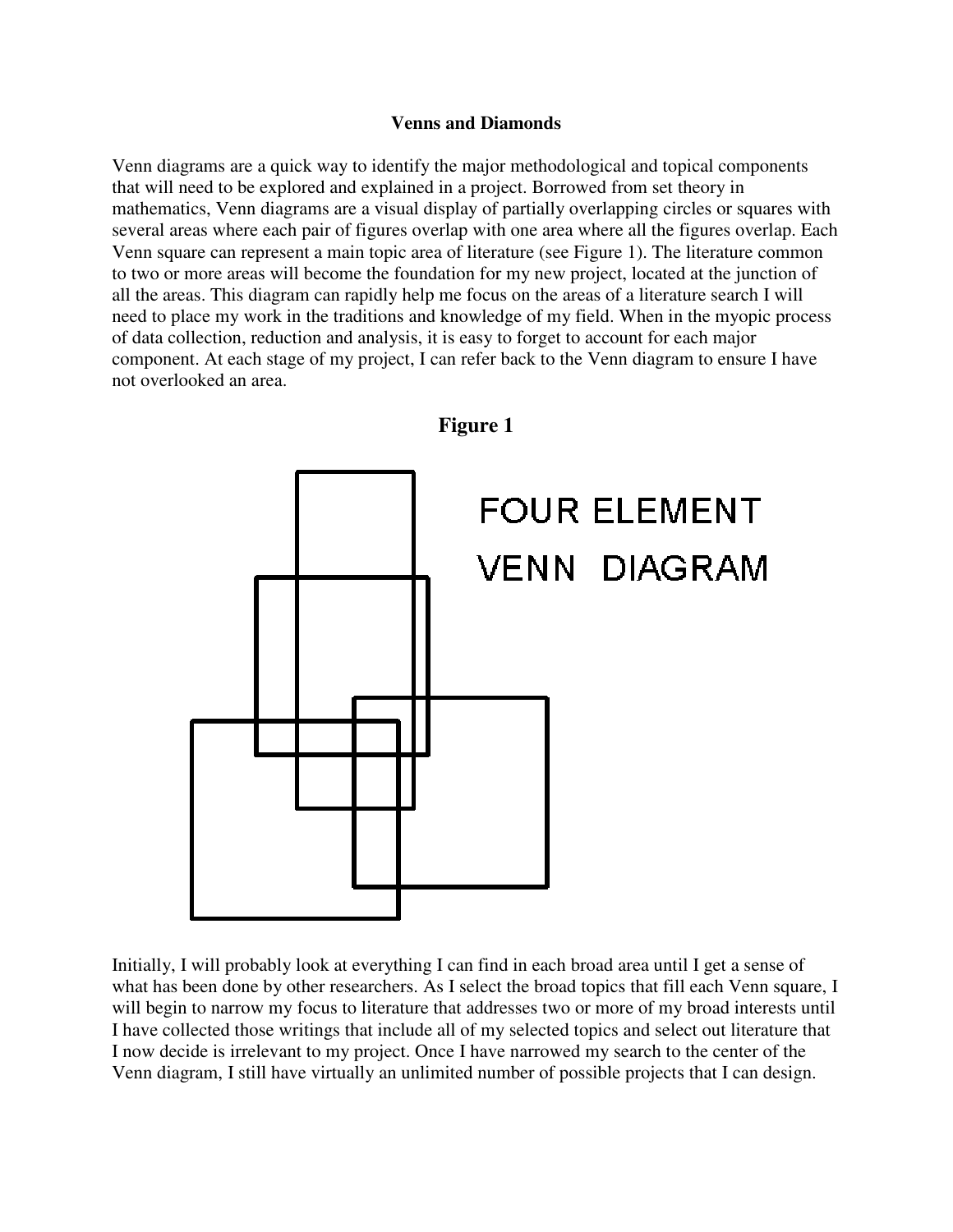# Venns and Diamonds

Venn diagrams are a quick way to identify the major methodological and topical components that will need to be explored and explained in a project. Borrowed from set theory in mathematics, Venn diagrams are a visual display of partially overlapping circles or squares with several areas where each pair of figures overlap with one area where all the figures overlap. Each Venn square can represent a main topic area of literature (see Figure 1). The literature common to two or more areas will become the foundation for my new project, located at the junction of all the areas. This diagram can rapidly help me focus on the areas of a literature search I will need to place my work in the traditions and knowledge of my field. When in the myopic process of data collection, reduction and analysis, it is easy to forget to account for each major component. At each stage of my project, I can refer back to the Venn diagram to ensure I have not overlooked an area.

**Figure 1**

FOUR ELEMENT VENN DIAGRAM

Initially, I will probably look at everything I can find in each broad area until I get a sense of what has been done by other researchers. As I select the broad topics that fill each Venn square, I will begin to narrow my focus to literature that addresses two or more of my broad interests until I have collected those writings that include all of my selected topics and select out literature that I now decide is irrelevant to my project. Once I have narrowed my search to the center of the Venn diagram, I still have virtually an unlimited number of possible projects that I can design.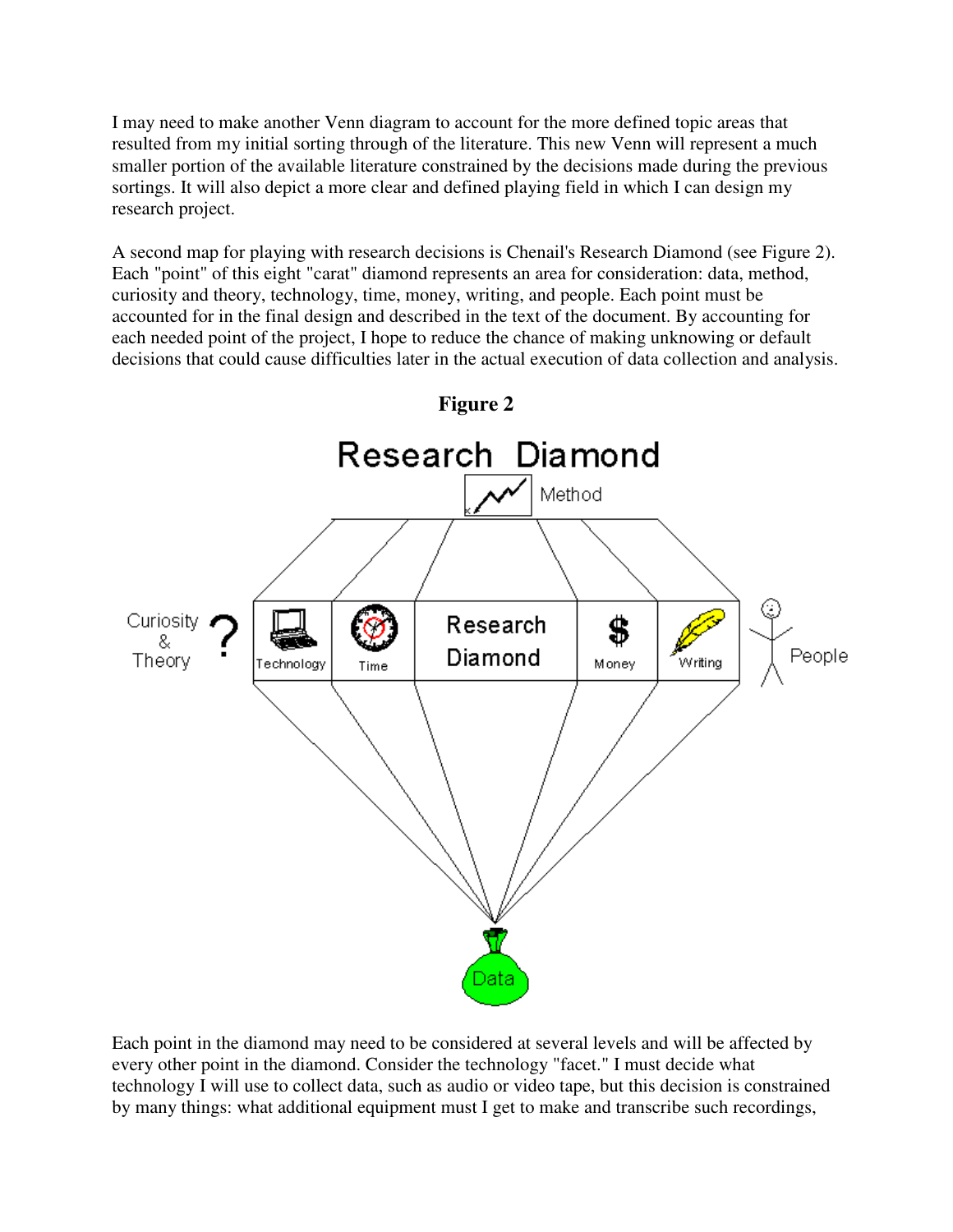I may need to make another Venn diagram to account for the more defined topic areas that resulted from my initial sorting through of the literature. This new Venn will represent a much smaller portion of the available literature constrained by the decisions made during the previous sortings. It will also depict a more clear and defined playing field in which I can design my research project.

A second map for playing with research decisions is Chenail's Research Diamond (see Figure 2). Each "point" of this eight "carat" diamond represents an area for consideration: data, method, curiosity and theory, technology, time, money, writing, and people. Each point must be accounted for in the final design and described in the text of the document. By accounting for each needed point of the project, I hope to reduce the chance of making unknowing or default decisions that could cause difficulties later in the actual execution of data collection and analysis.

**Figure 2**

Research Diamond

Method

Curiosity & Theory | Technology | Time | Research Diamond | Money | Writing | People

Data

Each point in the diamond may need to be considered at several levels and will be affected by every other point in the diamond. Consider the technology "facet." I must decide what technology I will use to collect data, such as audio or video tape, but this decision is constrained by many things: what additional equipment must I get to make and transcribe such recordings,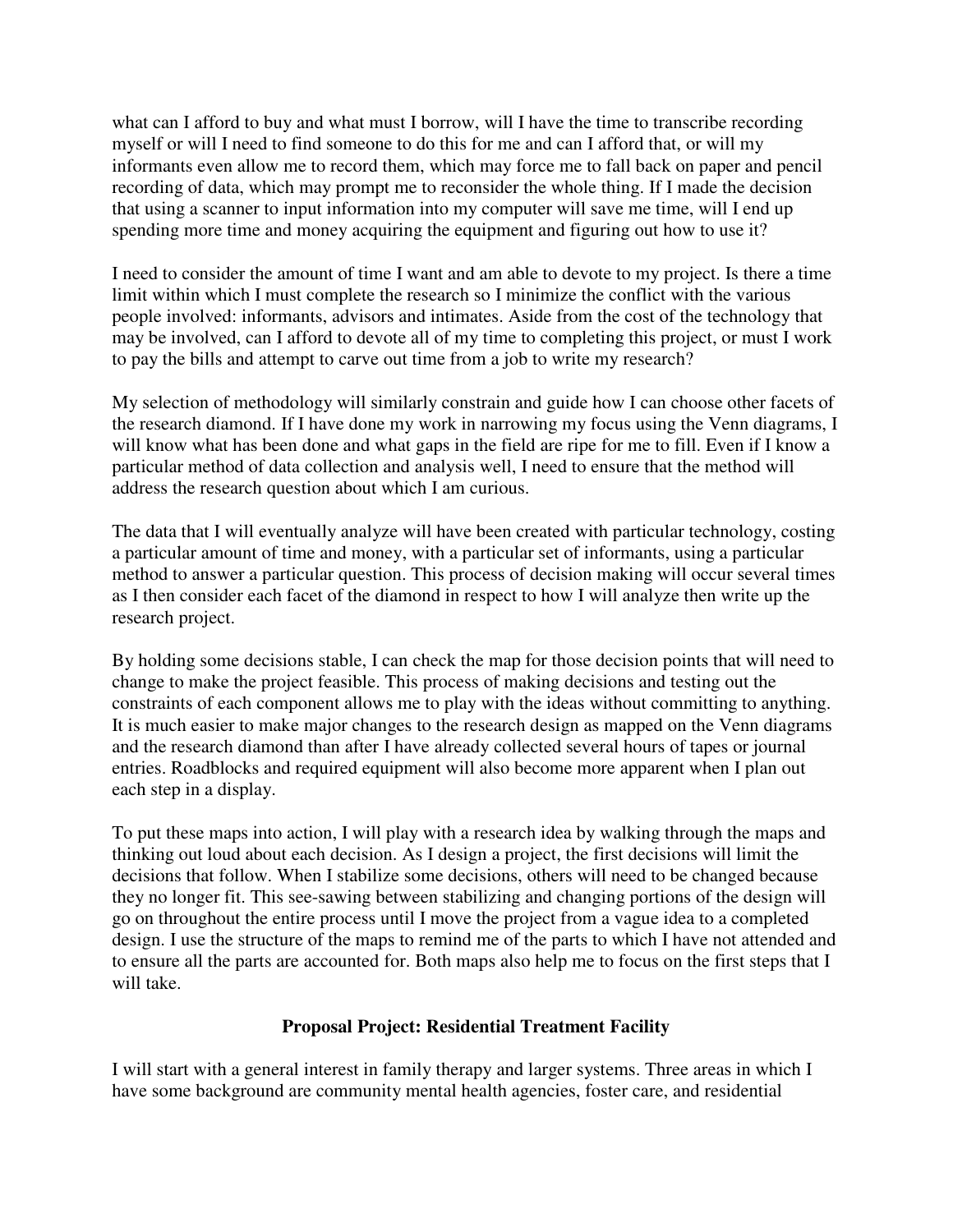what can I afford to buy and what must I borrow, will I have the time to transcribe recording myself or will I need to find someone to do this for me and can I afford that, or will my informants even allow me to record them, which may force me to fall back on paper and pencil recording of data, which may prompt me to reconsider the whole thing. If I made the decision that using a scanner to input information into my computer will save me time, will I end up spending more time and money acquiring the equipment and figuring out how to use it?

I need to consider the amount of time I want and am able to devote to my project. Is there a time limit within which I must complete the research so I minimize the conflict with the various people involved: informants, advisors and intimates. Aside from the cost of the technology that may be involved, can I afford to devote all of my time to completing this project, or must I work to pay the bills and attempt to carve out time from a job to write my research?

My selection of methodology will similarly constrain and guide how I can choose other facets of the research diamond. If I have done my work in narrowing my focus using the Venn diagrams, I will know what has been done and what gaps in the field are ripe for me to fill. Even if I know a particular method of data collection and analysis well, I need to ensure that the method will address the research question about which I am curious.

The data that I will eventually analyze will have been created with particular technology, costing a particular amount of time and money, with a particular set of informants, using a particular method to answer a particular question. This process of decision making will occur several times as I then consider each facet of the diamond in respect to how I will analyze then write up the research project.

By holding some decisions stable, I can check the map for those decision points that will need to change to make the project feasible. This process of making decisions and testing out the constraints of each component allows me to play with the ideas without committing to anything. It is much easier to make major changes to the research design as mapped on the Venn diagrams and the research diamond than after I have already collected several hours of tapes or journal entries. Roadblocks and required equipment will also become more apparent when I plan out each step in a display.

To put these maps into action, I will play with a research idea by walking through the maps and thinking out loud about each decision. As I design a project, the first decisions will limit the decisions that follow. When I stabilize some decisions, others will need to be changed because they no longer fit. This see-sawing between stabilizing and changing portions of the design will go on throughout the entire process until I move the project from a vague idea to a completed design. I use the structure of the maps to remind me of the parts to which I have not attended and to ensure all the parts are accounted for. Both maps also help me to focus on the first steps that I will take.

## Proposal Project: Residential Treatment Facility

I will start with a general interest in family therapy and larger systems. Three areas in which I have some background are community mental health agencies, foster care, and residential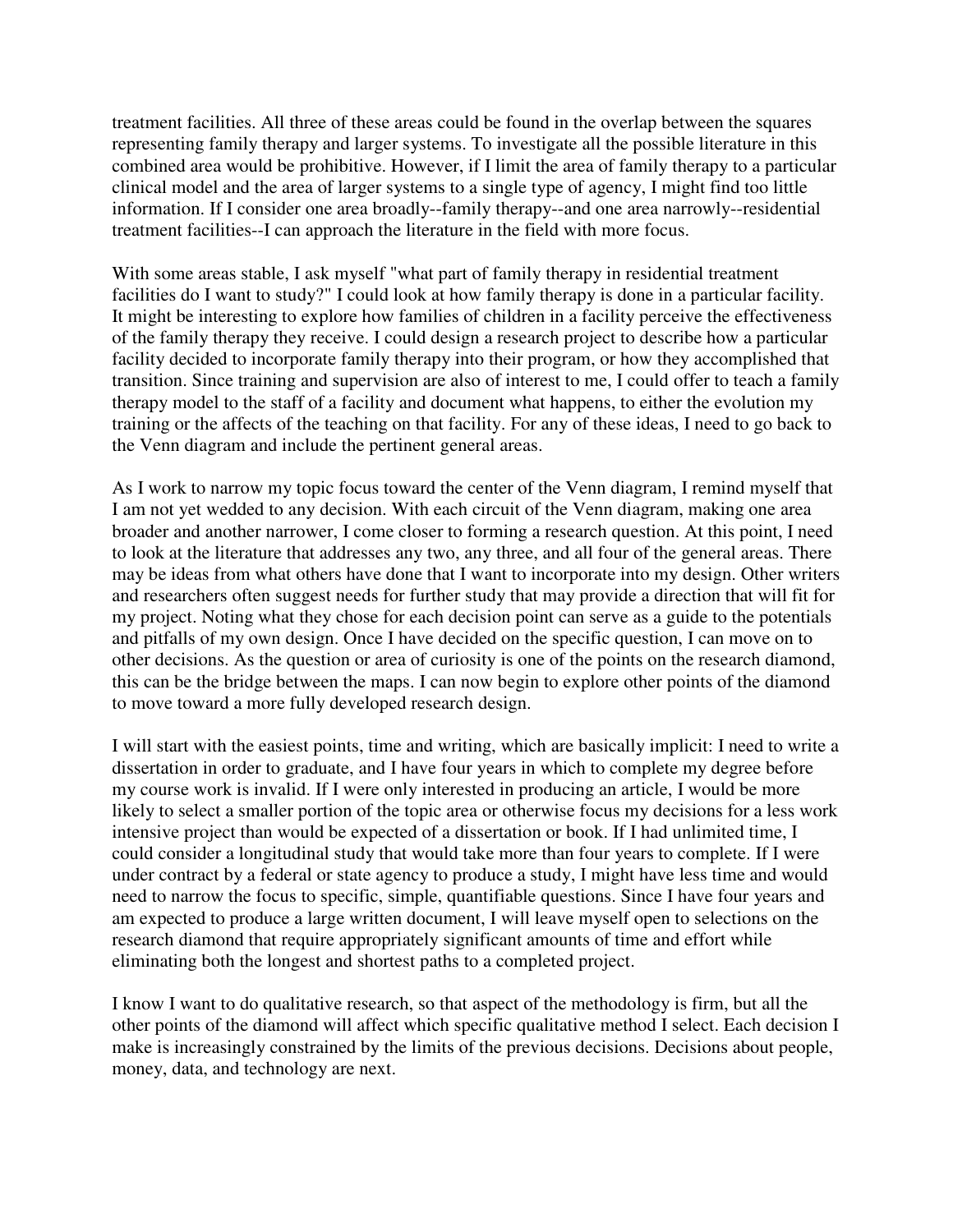treatment facilities. All three of these areas could be found in the overlap between the squares representing family therapy and larger systems. To investigate all the possible literature in this combined area would be prohibitive. However, if I limit the area of family therapy to a particular clinical model and the area of larger systems to a single type of agency, I might find too little information. If I consider one area broadly--family therapy--and one area narrowly--residential treatment facilities--I can approach the literature in the field with more focus.

With some areas stable, I ask myself "what part of family therapy in residential treatment facilities do I want to study?" I could look at how family therapy is done in a particular facility. It might be interesting to explore how families of children in a facility perceive the effectiveness of the family therapy they receive. I could design a research project to describe how a particular facility decided to incorporate family therapy into their program, or how they accomplished that transition. Since training and supervision are also of interest to me, I could offer to teach a family therapy model to the staff of a facility and document what happens, to either the evolution my training or the affects of the teaching on that facility. For any of these ideas, I need to go back to the Venn diagram and include the pertinent general areas.

As I work to narrow my topic focus toward the center of the Venn diagram, I remind myself that I am not yet wedded to any decision. With each circuit of the Venn diagram, making one area broader and another narrower, I come closer to forming a research question. At this point, I need to look at the literature that addresses any two, any three, and all four of the general areas. There may be ideas from what others have done that I want to incorporate into my design. Other writers and researchers often suggest needs for further study that may provide a direction that will fit for my project. Noting what they chose for each decision point can serve as a guide to the potentials and pitfalls of my own design. Once I have decided on the specific question, I can move on to other decisions. As the question or area of curiosity is one of the points on the research diamond, this can be the bridge between the maps. I can now begin to explore other points of the diamond to move toward a more fully developed research design.

I will start with the easiest points, time and writing, which are basically implicit: I need to write a dissertation in order to graduate, and I have four years in which to complete my degree before my course work is invalid. If I were only interested in producing an article, I would be more likely to select a smaller portion of the topic area or otherwise focus my decisions for a less work intensive project than would be expected of a dissertation or book. If I had unlimited time, I could consider a longitudinal study that would take more than four years to complete. If I were under contract by a federal or state agency to produce a study, I might have less time and would need to narrow the focus to specific, simple, quantifiable questions. Since I have four years and am expected to produce a large written document, I will leave myself open to selections on the research diamond that require appropriately significant amounts of time and effort while eliminating both the longest and shortest paths to a completed project.

I know I want to do qualitative research, so that aspect of the methodology is firm, but all the other points of the diamond will affect which specific qualitative method I select. Each decision I make is increasingly constrained by the limits of the previous decisions. Decisions about people, money, data, and technology are next.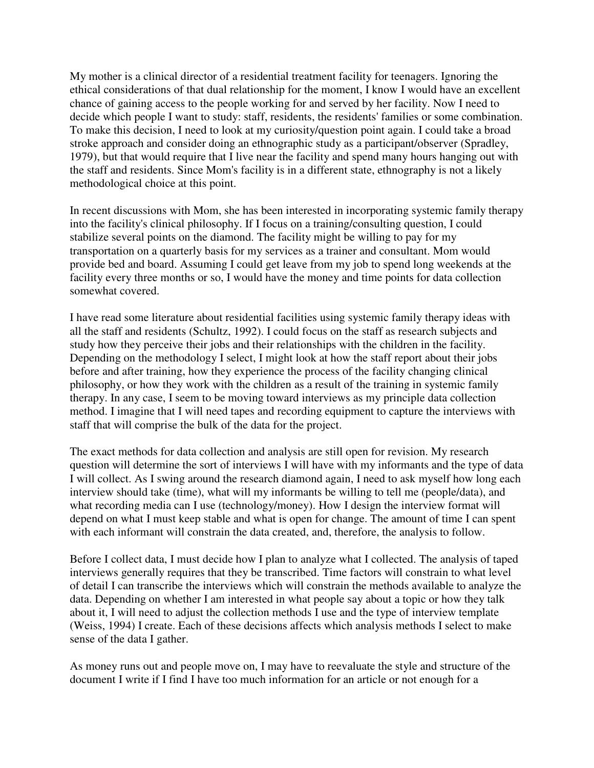My mother is a clinical director of a residential treatment facility for teenagers. Ignoring the ethical considerations of that dual relationship for the moment, I know I would have an excellent chance of gaining access to the people working for and served by her facility. Now I need to decide which people I want to study: staff, residents, the residents' families or some combination. To make this decision, I need to look at my curiosity/question point again. I could take a broad stroke approach and consider doing an ethnographic study as a participant/observer (Spradley, 1979), but that would require that I live near the facility and spend many hours hanging out with the staff and residents. Since Mom's facility is in a different state, ethnography is not a likely methodological choice at this point.

In recent discussions with Mom, she has been interested in incorporating systemic family therapy into the facility's clinical philosophy. If I focus on a training/consulting question, I could stabilize several points on the diamond. The facility might be willing to pay for my transportation on a quarterly basis for my services as a trainer and consultant. Mom would provide bed and board. Assuming I could get leave from my job to spend long weekends at the facility every three months or so, I would have the money and time points for data collection somewhat covered.

I have read some literature about residential facilities using systemic family therapy ideas with all the staff and residents (Schultz, 1992). I could focus on the staff as research subjects and study how they perceive their jobs and their relationships with the children in the facility. Depending on the methodology I select, I might look at how the staff report about their jobs before and after training, how they experience the process of the facility changing clinical philosophy, or how they work with the children as a result of the training in systemic family therapy. In any case, I seem to be moving toward interviews as my principle data collection method. I imagine that I will need tapes and recording equipment to capture the interviews with staff that will comprise the bulk of the data for the project.

The exact methods for data collection and analysis are still open for revision. My research question will determine the sort of interviews I will have with my informants and the type of data I will collect. As I swing around the research diamond again, I need to ask myself how long each interview should take (time), what will my informants be willing to tell me (people/data), and what recording media can I use (technology/money). How I design the interview format will depend on what I must keep stable and what is open for change. The amount of time I can spent with each informant will constrain the data created, and, therefore, the analysis to follow.

Before I collect data, I must decide how I plan to analyze what I collected. The analysis of taped interviews generally requires that they be transcribed. Time factors will constrain to what level of detail I can transcribe the interviews which will constrain the methods available to analyze the data. Depending on whether I am interested in what people say about a topic or how they talk about it, I will need to adjust the collection methods I use and the type of interview template (Weiss, 1994) I create. Each of these decisions affects which analysis methods I select to make sense of the data I gather.

As money runs out and people move on, I may have to reevaluate the style and structure of the document I write if I find I have too much information for an article or not enough for a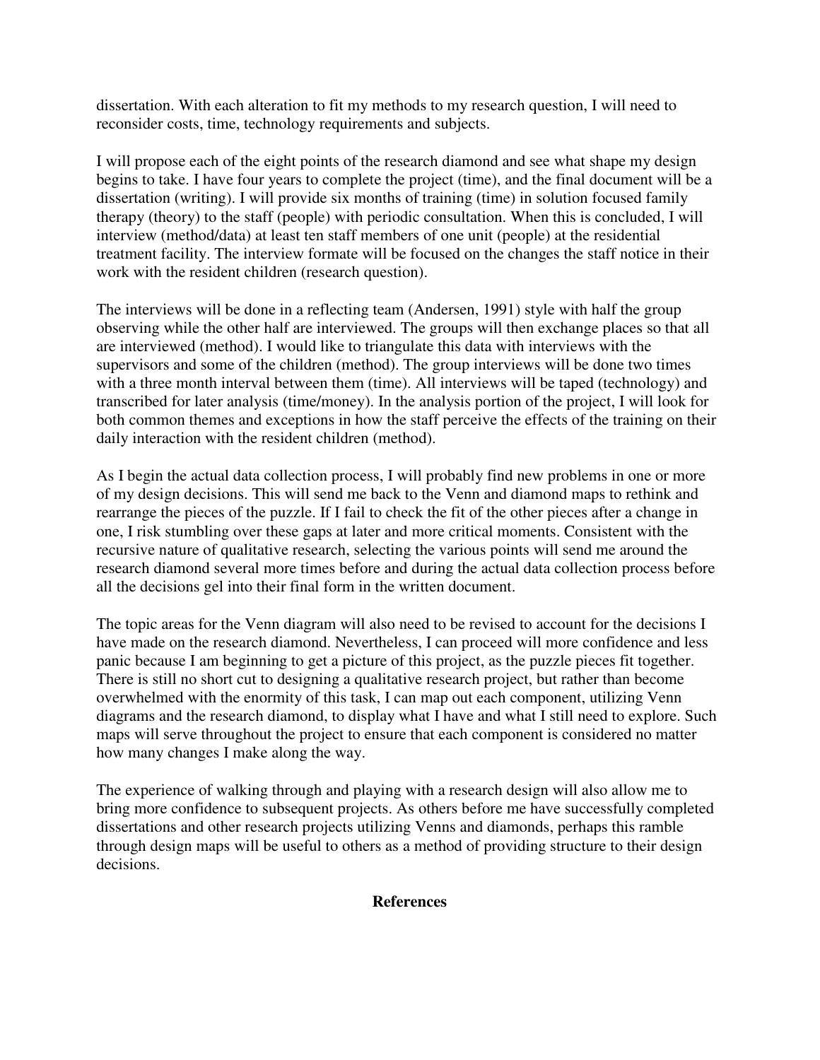dissertation. With each alteration to fit my methods to my research question, I will need to reconsider costs, time, technology requirements and subjects.

I will propose each of the eight points of the research diamond and see what shape my design begins to take. I have four years to complete the project (time), and the final document will be a dissertation (writing). I will provide six months of training (time) in solution focused family therapy (theory) to the staff (people) with periodic consultation. When this is concluded, I will interview (method/data) at least ten staff members of one unit (people) at the residential treatment facility. The interview formate will be focused on the changes the staff notice in their work with the resident children (research question).

The interviews will be done in a reflecting team (Andersen, 1991) style with half the group observing while the other half are interviewed. The groups will then exchange places so that all are interviewed (method). I would like to triangulate this data with interviews with the supervisors and some of the children (method). The group interviews will be done two times with a three month interval between them (time). All interviews will be taped (technology) and transcribed for later analysis (time/money). In the analysis portion of the project, I will look for both common themes and exceptions in how the staff perceive the effects of the training on their daily interaction with the resident children (method).

As I begin the actual data collection process, I will probably find new problems in one or more of my design decisions. This will send me back to the Venn and diamond maps to rethink and rearrange the pieces of the puzzle. If I fail to check the fit of the other pieces after a change in one, I risk stumbling over these gaps at later and more critical moments. Consistent with the recursive nature of qualitative research, selecting the various points will send me around the research diamond several more times before and during the actual data collection process before all the decisions gel into their final form in the written document.

The topic areas for the Venn diagram will also need to be revised to account for the decisions I have made on the research diamond. Nevertheless, I can proceed will more confidence and less panic because I am beginning to get a picture of this project, as the puzzle pieces fit together. There is still no short cut to designing a qualitative research project, but rather than become overwhelmed with the enormity of this task, I can map out each component, utilizing Venn diagrams and the research diamond, to display what I have and what I still need to explore. Such maps will serve throughout the project to ensure that each component is considered no matter how many changes I make along the way.

The experience of walking through and playing with a research design will also allow me to bring more confidence to subsequent projects. As others before me have successfully completed dissertations and other research projects utilizing Venns and diamonds, perhaps this ramble through design maps will be useful to others as a method of providing structure to their design decisions.

## References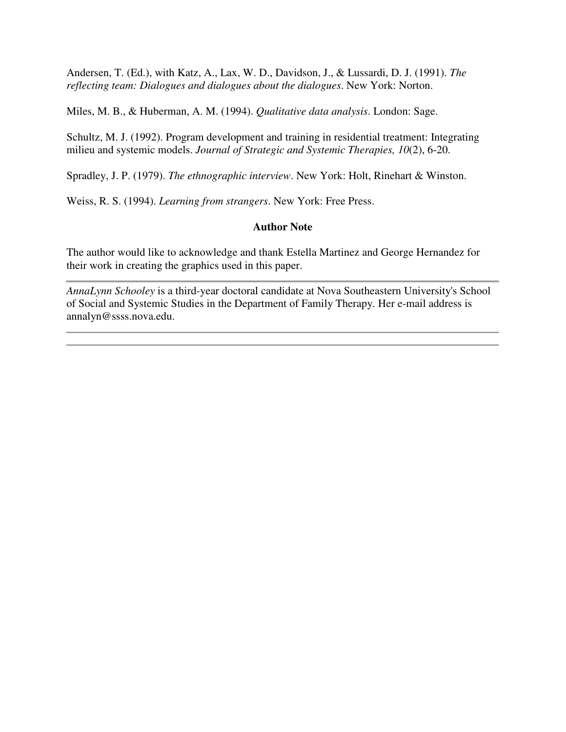Andersen, T. (Ed.), with Katz, A., Lax, W. D., Davidson, J., & Lussardi, D. J. (1991). *The reflecting team: Dialogues and dialogues about the dialogues*. New York: Norton.

Miles, M. B., & Huberman, A. M. (1994). *Qualitative data analysis*. London: Sage.

Schultz, M. J. (1992). Program development and training in residential treatment: Integrating milieu and systemic models. *Journal of Strategic and Systemic Therapies, 10*(2), 6-20.

Spradley, J. P. (1979). *The ethnographic interview*. New York: Holt, Rinehart & Winston.

Weiss, R. S. (1994). *Learning from strangers*. New York: Free Press.

## Author Note

The author would like to acknowledge and thank Estella Martinez and George Hernandez for their work in creating the graphics used in this paper.

---

*AnnaLynn Schooley* is a third-year doctoral candidate at Nova Southeastern University's School of Social and Systemic Studies in the Department of Family Therapy. Her e-mail address is annalyn@ssss.nova.edu.

---